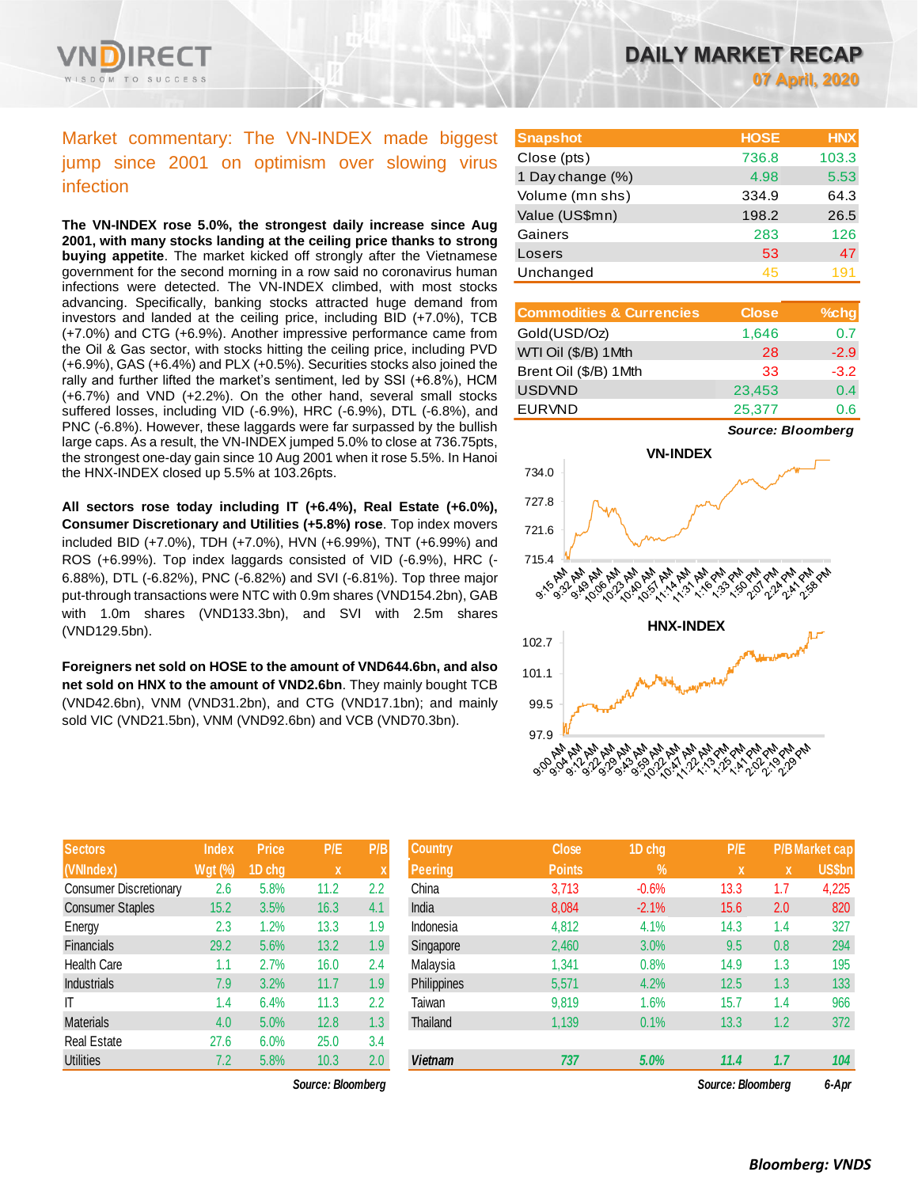# DAILY MARKET RECAP

*07 April, 2020*

## Market commentary: The VN-INDEX made biggest jump since 2001 on optimism over slowing virus infection

**The VN-INDEX rose 5.0%, the strongest daily increase since Aug 2001, with many stocks landing at the ceiling price thanks to strong buying appetite**. The market kicked off strongly after the Vietnamese government for the second morning in a row said no coronavirus human infections were detected. The VN-INDEX climbed, with most stocks advancing. Specifically, banking stocks attracted huge demand from investors and landed at the ceiling price, including BID (+7.0%), TCB (+7.0%) and CTG (+6.9%). Another impressive performance came from the Oil & Gas sector, with stocks hitting the ceiling price, including PVD (+6.9%), GAS (+6.4%) and PLX (+0.5%). Securities stocks also joined the rally and further lifted the market's sentiment, led by SSI (+6.8%), HCM (+6.7%) and VND (+2.2%). On the other hand, several small stocks suffered losses, including VID (-6.9%), HRC (-6.9%), DTL (-6.8%), and PNC (-6.8%). However, these laggards were far surpassed by the bullish large caps. As a result, the VN-INDEX jumped 5.0% to close at 736.75pts, the strongest one-day gain since 10 Aug 2001 when it rose 5.5%. In Hanoi the HNX-INDEX closed up 5.5% at 103.26pts.

**All sectors rose today including IT (+6.4%), Real Estate (+6.0%), Consumer Discretionary and Utilities (+5.8%) rose**. Top index movers included BID (+7.0%), TDH (+7.0%), HVN (+6.99%), TNT (+6.99%) and ROS (+6.99%). Top index laggards consisted of VID (-6.9%), HRC (-6.88%), DTL (-6.82%), PNC (-6.82%) and SVI (-6.81%). Top three major put-through transactions were NTC with 0.9m shares (VND154.2bn), GAB with 1.0m shares (VND133.3bn), and SVI with 2.5m shares (VND129.5bn).

**Foreigners net sold on HOSE to the amount of VND644.6bn, and also net sold on HNX to the amount of VND2.6bn**. They mainly bought TCB (VND42.6bn), VNM (VND31.2bn), and CTG (VND17.1bn); and mainly sold VIC (VND21.5bn), VNM (VND92.6bn) and VCB (VND70.3bn).

| Snapshot | HOSE | HNX |
|---|---|---|
| Close (pts) | 736.8 | 103.3 |
| 1 Day change (%) | 4.98 | 5.53 |
| Volume (mn shs) | 334.9 | 64.3 |
| Value (US$mn) | 198.2 | 26.5 |
| Gainers | 283 | 126 |
| Losers | 53 | 47 |
| Unchanged | 45 | 191 |

| Commodities & Currencies | Close | %chg |
|---|---|---|
| Gold(USD/Oz) | 1,646 | 0.7 |
| WTI Oil ($/B) 1Mth | 28 | -2.9 |
| Brent Oil ($/B) 1Mth | 33 | -3.2 |
| USDVND | 23,453 | 0.4 |
| EURVND | 25,377 | 0.6 |

*Source: Bloomberg*

| Sectors (VNIndex) | Index Wgt (%) | Price 1D chg | P/E x | P/B x |
|---|---|---|---|---|
| Consumer Discretionary | 2.6 | 5.8% | 11.2 | 2.2 |
| Consumer Staples | 15.2 | 3.5% | 16.3 | 4.1 |
| Energy | 2.3 | 1.2% | 13.3 | 1.9 |
| Financials | 29.2 | 5.6% | 13.2 | 1.9 |
| Health Care | 1.1 | 2.7% | 16.0 | 2.4 |
| Industrials | 7.9 | 3.2% | 11.7 | 1.9 |
| IT | 1.4 | 6.4% | 11.3 | 2.2 |
| Materials | 4.0 | 5.0% | 12.8 | 1.3 |
| Real Estate | 27.6 | 6.0% | 25.0 | 3.4 |
| Utilities | 7.2 | 5.8% | 10.3 | 2.0 |

*Source: Bloomberg*

| Country Peering | Close Points | 1D chg % | P/E x | P/B x | Market cap US$bn |
|---|---|---|---|---|---|
| China | 3,713 | -0.6% | 13.3 | 1.7 | 4,225 |
| India | 8,084 | -2.1% | 15.6 | 2.0 | 820 |
| Indonesia | 4,812 | 4.1% | 14.3 | 1.4 | 327 |
| Singapore | 2,460 | 3.0% | 9.5 | 0.8 | 294 |
| Malaysia | 1,341 | 0.8% | 14.9 | 1.3 | 195 |
| Philippines | 5,571 | 4.2% | 12.5 | 1.3 | 133 |
| Taiwan | 9,819 | 1.6% | 15.7 | 1.4 | 966 |
| Thailand | 1,139 | 0.1% | 13.3 | 1.2 | 372 |
| **Vietnam** | **737** | **5.0%** | **11.4** | **1.7** | **104** |

*Source: Bloomberg* *6-Apr*

*Bloomberg: VNDS*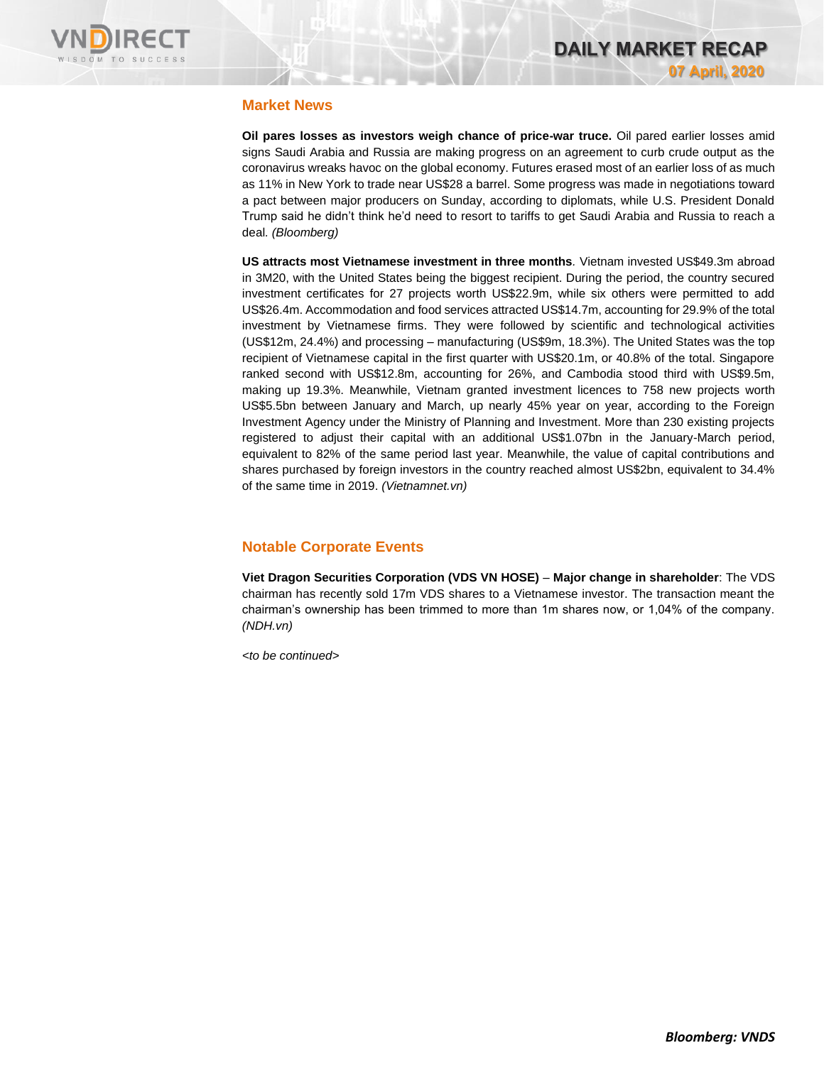## Market News

**Oil pares losses as investors weigh chance of price-war truce.** Oil pared earlier losses amid signs Saudi Arabia and Russia are making progress on an agreement to curb crude output as the coronavirus wreaks havoc on the global economy. Futures erased most of an earlier loss of as much as 11% in New York to trade near US$28 a barrel. Some progress was made in negotiations toward a pact between major producers on Sunday, according to diplomats, while U.S. President Donald Trump said he didn't think he'd need to resort to tariffs to get Saudi Arabia and Russia to reach a deal. *(Bloomberg)*

**US attracts most Vietnamese investment in three months**. Vietnam invested US$49.3m abroad in 3M20, with the United States being the biggest recipient. During the period, the country secured investment certificates for 27 projects worth US$22.9m, while six others were permitted to add US$26.4m. Accommodation and food services attracted US$14.7m, accounting for 29.9% of the total investment by Vietnamese firms. They were followed by scientific and technological activities (US$12m, 24.4%) and processing – manufacturing (US$9m, 18.3%). The United States was the top recipient of Vietnamese capital in the first quarter with US$20.1m, or 40.8% of the total. Singapore ranked second with US$12.8m, accounting for 26%, and Cambodia stood third with US$9.5m, making up 19.3%. Meanwhile, Vietnam granted investment licences to 758 new projects worth US$5.5bn between January and March, up nearly 45% year on year, according to the Foreign Investment Agency under the Ministry of Planning and Investment. More than 230 existing projects registered to adjust their capital with an additional US$1.07bn in the January-March period, equivalent to 82% of the same period last year. Meanwhile, the value of capital contributions and shares purchased by foreign investors in the country reached almost US$2bn, equivalent to 34.4% of the same time in 2019. *(Vietnamnet.vn)*

## Notable Corporate Events

**Viet Dragon Securities Corporation (VDS VN HOSE)** – **Major change in shareholder**: The VDS chairman has recently sold 17m VDS shares to a Vietnamese investor. The transaction meant the chairman's ownership has been trimmed to more than 1m shares now, or 1,04% of the company. *(NDH.vn)*

*<to be continued>*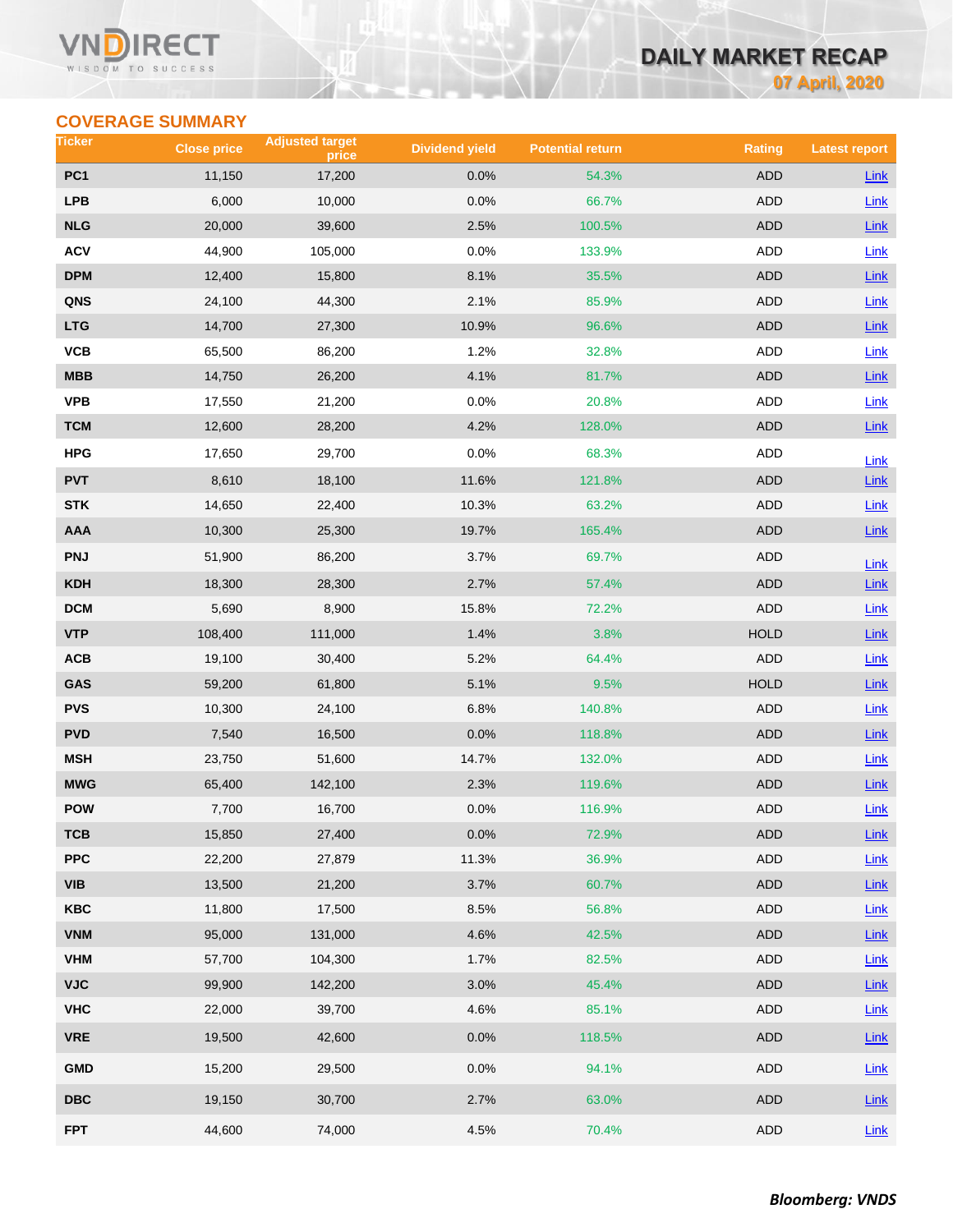## COVERAGE SUMMARY

| Ticker | Close price | Adjusted target price | Dividend yield | Potential return | Rating | Latest report |
|---|---|---|---|---|---|---|
| PC1 | 11,150 | 17,200 | 0.0% | 54.3% | ADD | Link |
| LPB | 6,000 | 10,000 | 0.0% | 66.7% | ADD | Link |
| NLG | 20,000 | 39,600 | 2.5% | 100.5% | ADD | Link |
| ACV | 44,900 | 105,000 | 0.0% | 133.9% | ADD | Link |
| DPM | 12,400 | 15,800 | 8.1% | 35.5% | ADD | Link |
| QNS | 24,100 | 44,300 | 2.1% | 85.9% | ADD | Link |
| LTG | 14,700 | 27,300 | 10.9% | 96.6% | ADD | Link |
| VCB | 65,500 | 86,200 | 1.2% | 32.8% | ADD | Link |
| MBB | 14,750 | 26,200 | 4.1% | 81.7% | ADD | Link |
| VPB | 17,550 | 21,200 | 0.0% | 20.8% | ADD | Link |
| TCM | 12,600 | 28,200 | 4.2% | 128.0% | ADD | Link |
| HPG | 17,650 | 29,700 | 0.0% | 68.3% | ADD | Link |
| PVT | 8,610 | 18,100 | 11.6% | 121.8% | ADD | Link |
| STK | 14,650 | 22,400 | 10.3% | 63.2% | ADD | Link |
| AAA | 10,300 | 25,300 | 19.7% | 165.4% | ADD | Link |
| PNJ | 51,900 | 86,200 | 3.7% | 69.7% | ADD | Link |
| KDH | 18,300 | 28,300 | 2.7% | 57.4% | ADD | Link |
| DCM | 5,690 | 8,900 | 15.8% | 72.2% | ADD | Link |
| VTP | 108,400 | 111,000 | 1.4% | 3.8% | HOLD | Link |
| ACB | 19,100 | 30,400 | 5.2% | 64.4% | ADD | Link |
| GAS | 59,200 | 61,800 | 5.1% | 9.5% | HOLD | Link |
| PVS | 10,300 | 24,100 | 6.8% | 140.8% | ADD | Link |
| PVD | 7,540 | 16,500 | 0.0% | 118.8% | ADD | Link |
| MSH | 23,750 | 51,600 | 14.7% | 132.0% | ADD | Link |
| MWG | 65,400 | 142,100 | 2.3% | 119.6% | ADD | Link |
| POW | 7,700 | 16,700 | 0.0% | 116.9% | ADD | Link |
| TCB | 15,850 | 27,400 | 0.0% | 72.9% | ADD | Link |
| PPC | 22,200 | 27,879 | 11.3% | 36.9% | ADD | Link |
| VIB | 13,500 | 21,200 | 3.7% | 60.7% | ADD | Link |
| KBC | 11,800 | 17,500 | 8.5% | 56.8% | ADD | Link |
| VNM | 95,000 | 131,000 | 4.6% | 42.5% | ADD | Link |
| VHM | 57,700 | 104,300 | 1.7% | 82.5% | ADD | Link |
| VJC | 99,900 | 142,200 | 3.0% | 45.4% | ADD | Link |
| VHC | 22,000 | 39,700 | 4.6% | 85.1% | ADD | Link |
| VRE | 19,500 | 42,600 | 0.0% | 118.5% | ADD | Link |
| GMD | 15,200 | 29,500 | 0.0% | 94.1% | ADD | Link |
| DBC | 19,150 | 30,700 | 2.7% | 63.0% | ADD | Link |
| FPT | 44,600 | 74,000 | 4.5% | 70.4% | ADD | Link |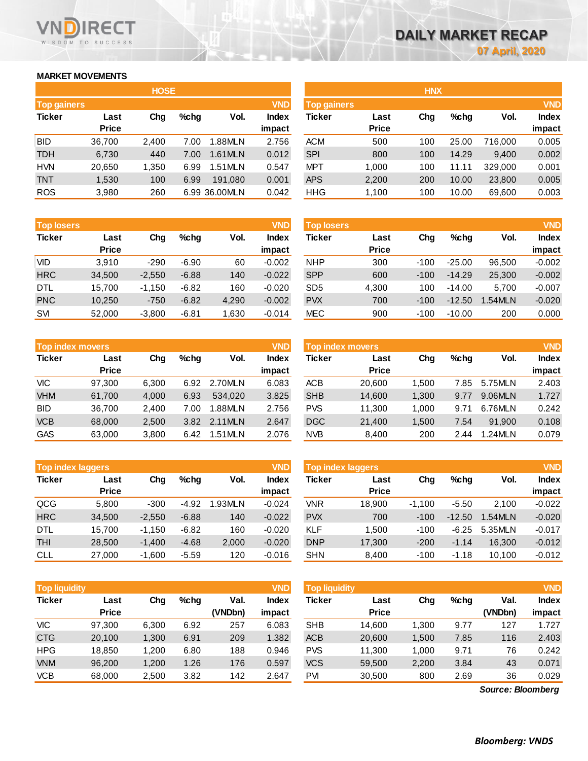# DAILY MARKET RECAP

07 April, 2020

## MARKET MOVEMENTS

### HOSE

**Top gainers** (VND)

| Ticker | Last Price | Chg | %chg | Vol. | Index impact |
|---|---|---|---|---|---|
| BID | 36,700 | 2,400 | 7.00 | 1.88MLN | 2.756 |
| TDH | 6,730 | 440 | 7.00 | 1.61MLN | 0.012 |
| HVN | 20,650 | 1,350 | 6.99 | 1.51MLN | 0.547 |
| TNT | 1,530 | 100 | 6.99 | 191,080 | 0.001 |
| ROS | 3,980 | 260 | 6.99 | 36.00MLN | 0.042 |

**Top losers** (VND)

| Ticker | Last Price | Chg | %chg | Vol. | Index impact |
|---|---|---|---|---|---|
| VID | 3,910 | -290 | -6.90 | 60 | -0.002 |
| HRC | 34,500 | -2,550 | -6.88 | 140 | -0.022 |
| DTL | 15,700 | -1,150 | -6.82 | 160 | -0.020 |
| PNC | 10,250 | -750 | -6.82 | 4,290 | -0.002 |
| SVI | 52,000 | -3,800 | -6.81 | 1,630 | -0.014 |

**Top index movers** (VND)

| Ticker | Last Price | Chg | %chg | Vol. | Index impact |
|---|---|---|---|---|---|
| VIC | 97,300 | 6,300 | 6.92 | 2.70MLN | 6.083 |
| VHM | 61,700 | 4,000 | 6.93 | 534,020 | 3.825 |
| BID | 36,700 | 2,400 | 7.00 | 1.88MLN | 2.756 |
| VCB | 68,000 | 2,500 | 3.82 | 2.11MLN | 2.647 |
| GAS | 63,000 | 3,800 | 6.42 | 1.51MLN | 2.076 |

**Top index laggers** (VND)

| Ticker | Last Price | Chg | %chg | Vol. | Index impact |
|---|---|---|---|---|---|
| QCG | 5,800 | -300 | -4.92 | 1.93MLN | -0.024 |
| HRC | 34,500 | -2,550 | -6.88 | 140 | -0.022 |
| DTL | 15,700 | -1,150 | -6.82 | 160 | -0.020 |
| THI | 28,500 | -1,400 | -4.68 | 2,000 | -0.020 |
| CLL | 27,000 | -1,600 | -5.59 | 120 | -0.016 |

**Top liquidity** (VND)

| Ticker | Last Price | Chg | %chg | Val. (VNDbn) | Index impact |
|---|---|---|---|---|---|
| VIC | 97,300 | 6,300 | 6.92 | 257 | 6.083 |
| CTG | 20,100 | 1,300 | 6.91 | 209 | 1.382 |
| HPG | 18,850 | 1,200 | 6.80 | 188 | 0.946 |
| VNM | 96,200 | 1,200 | 1.26 | 176 | 0.597 |
| VCB | 68,000 | 2,500 | 3.82 | 142 | 2.647 |

### HNX

**Top gainers** (VND)

| Ticker | Last Price | Chg | %chg | Vol. | Index impact |
|---|---|---|---|---|---|
| ACM | 500 | 100 | 25.00 | 716,000 | 0.005 |
| SPI | 800 | 100 | 14.29 | 9,400 | 0.002 |
| MPT | 1,000 | 100 | 11.11 | 329,000 | 0.001 |
| APS | 2,200 | 200 | 10.00 | 23,800 | 0.005 |
| HHG | 1,100 | 100 | 10.00 | 69,600 | 0.003 |

**Top losers** (VND)

| Ticker | Last Price | Chg | %chg | Vol. | Index impact |
|---|---|---|---|---|---|
| NHP | 300 | -100 | -25.00 | 96,500 | -0.002 |
| SPP | 600 | -100 | -14.29 | 25,300 | -0.002 |
| SD5 | 4,300 | 100 | -14.00 | 5,700 | -0.007 |
| PVX | 700 | -100 | -12.50 | 1.54MLN | -0.020 |
| MEC | 900 | -100 | -10.00 | 200 | 0.000 |

**Top index movers** (VND)

| Ticker | Last Price | Chg | %chg | Vol. | Index impact |
|---|---|---|---|---|---|
| ACB | 20,600 | 1,500 | 7.85 | 5.75MLN | 2.403 |
| SHB | 14,600 | 1,300 | 9.77 | 9.06MLN | 1.727 |
| PVS | 11,300 | 1,000 | 9.71 | 6.76MLN | 0.242 |
| DGC | 21,400 | 1,500 | 7.54 | 91,900 | 0.108 |
| NVB | 8,400 | 200 | 2.44 | 1.24MLN | 0.079 |

**Top index laggers** (VND)

| Ticker | Last Price | Chg | %chg | Vol. | Index impact |
|---|---|---|---|---|---|
| VNR | 18,900 | -1,100 | -5.50 | 2,100 | -0.022 |
| PVX | 700 | -100 | -12.50 | 1.54MLN | -0.020 |
| KLF | 1,500 | -100 | -6.25 | 5.35MLN | -0.017 |
| DNP | 17,300 | -200 | -1.14 | 16,300 | -0.012 |
| SHN | 8,400 | -100 | -1.18 | 10,100 | -0.012 |

**Top liquidity** (VND)

| Ticker | Last Price | Chg | %chg | Val. (VNDbn) | Index impact |
|---|---|---|---|---|---|
| SHB | 14,600 | 1,300 | 9.77 | 127 | 1.727 |
| ACB | 20,600 | 1,500 | 7.85 | 116 | 2.403 |
| PVS | 11,300 | 1,000 | 9.71 | 76 | 0.242 |
| VCS | 59,500 | 2,200 | 3.84 | 43 | 0.071 |
| PVI | 30,500 | 800 | 2.69 | 36 | 0.029 |

*Source: Bloomberg*

***Bloomberg: VNDS***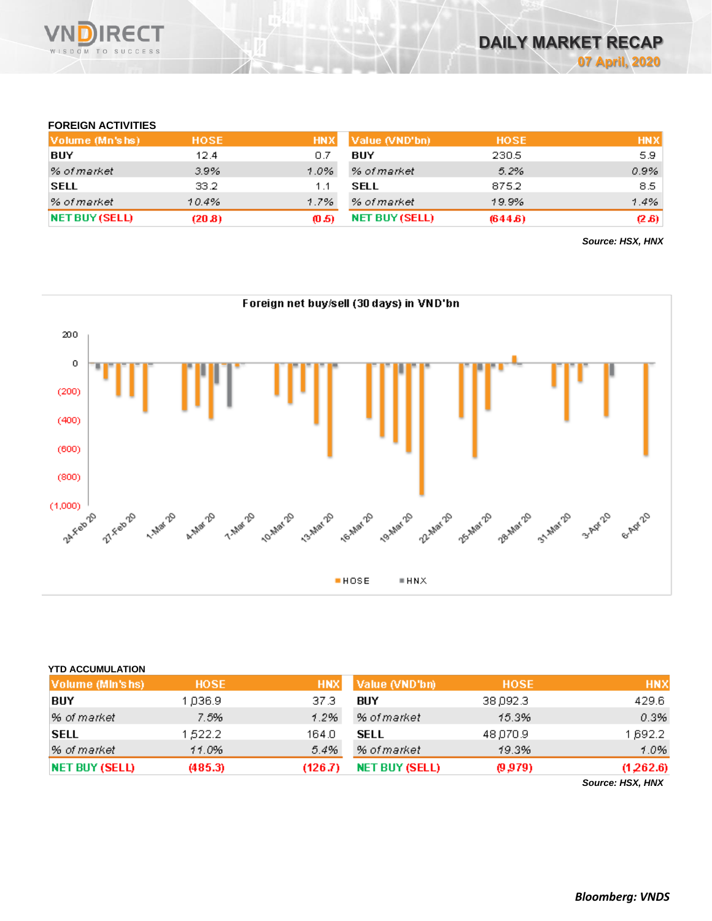## FOREIGN ACTIVITIES

| Volume (Mn'shs) | HOSE | HNX | Value (VND'bn) | HOSE | HNX |
|---|---|---|---|---|---|
| BUY | 12.4 | 0.7 | BUY | 230.5 | 5.9 |
| *% of market* | *3.9%* | *1.0%* | *% of market* | *5.2%* | *0.9%* |
| SELL | 33.2 | 1.1 | SELL | 875.2 | 8.5 |
| *% of market* | *10.4%* | *1.7%* | *% of market* | *19.9%* | *1.4%* |
| NET BUY (SELL) | (20.8) | (0.5) | NET BUY (SELL) | (644.6) | (2.6) |

***Source: HSX, HNX***

Foreign net buy/sell (30 days) in VND'bn

## YTD ACCUMULATION

| Volume (Mln'shs) | HOSE | HNX | Value (VND'bn) | HOSE | HNX |
|---|---|---|---|---|---|
| BUY | 1,036.9 | 37.3 | BUY | 38,092.3 | 429.6 |
| *% of market* | *7.5%* | *1.2%* | *% of market* | *15.3%* | *0.3%* |
| SELL | 1,522.2 | 164.0 | SELL | 48,070.9 | 1,692.2 |
| *% of market* | *11.0%* | *5.4%* | *% of market* | *19.3%* | *1.0%* |
| NET BUY (SELL) | (485.3) | (126.7) | NET BUY (SELL) | (9,979) | (1,262.6) |

***Source: HSX, HNX***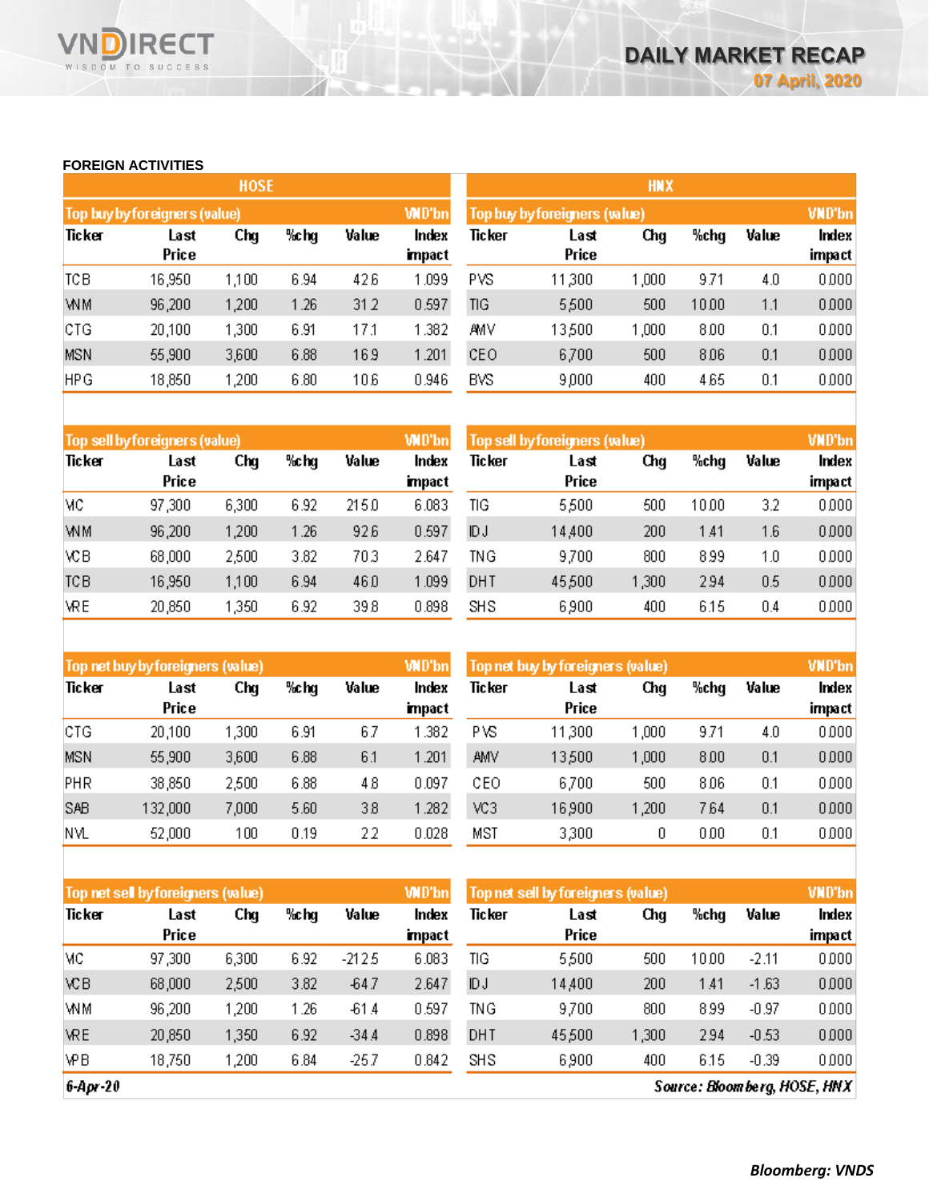## FOREIGN ACTIVITIES

### HOSE

| Top buy by foreigners (value) | | | | | VND'bn |
|---|---|---|---|---|---|
| Ticker | Last Price | Chg | %chg | Value | Index impact |
| TCB | 16,950 | 1,100 | 6.94 | 42.6 | 1.099 |
| VNM | 96,200 | 1,200 | 1.26 | 31.2 | 0.597 |
| CTG | 20,100 | 1,300 | 6.91 | 17.1 | 1.382 |
| MSN | 55,900 | 3,600 | 6.88 | 16.9 | 1.201 |
| HPG | 18,850 | 1,200 | 6.80 | 10.6 | 0.946 |

| Top sell by foreigners (value) | | | | | VND'bn |
|---|---|---|---|---|---|
| Ticker | Last Price | Chg | %chg | Value | Index impact |
| VIC | 97,300 | 6,300 | 6.92 | 215.0 | 6.083 |
| VNM | 96,200 | 1,200 | 1.26 | 92.6 | 0.597 |
| VCB | 68,000 | 2,500 | 3.82 | 70.3 | 2.647 |
| TCB | 16,950 | 1,100 | 6.94 | 46.0 | 1.099 |
| VRE | 20,850 | 1,350 | 6.92 | 39.8 | 0.898 |

| Top net buy by foreigners (value) | | | | | VND'bn |
|---|---|---|---|---|---|
| Ticker | Last Price | Chg | %chg | Value | Index impact |
| CTG | 20,100 | 1,300 | 6.91 | 6.7 | 1.382 |
| MSN | 55,900 | 3,600 | 6.88 | 6.1 | 1.201 |
| PHR | 38,850 | 2,500 | 6.88 | 4.8 | 0.097 |
| SAB | 132,000 | 7,000 | 5.60 | 3.8 | 1.282 |
| NVL | 52,000 | 100 | 0.19 | 2.2 | 0.028 |

| Top net sell by foreigners (value) | | | | | VND'bn |
|---|---|---|---|---|---|
| Ticker | Last Price | Chg | %chg | Value | Index impact |
| VIC | 97,300 | 6,300 | 6.92 | -212.5 | 6.083 |
| VCB | 68,000 | 2,500 | 3.82 | -64.7 | 2.647 |
| VNM | 96,200 | 1,200 | 1.26 | -61.4 | 0.597 |
| VRE | 20,850 | 1,350 | 6.92 | -34.4 | 0.898 |
| VPB | 18,750 | 1,200 | 6.84 | -25.7 | 0.842 |

### HNX

| Top buy by foreigners (value) | | | | | VND'bn |
|---|---|---|---|---|---|
| Ticker | Last Price | Chg | %chg | Value | Index impact |
| PVS | 11,300 | 1,000 | 9.71 | 4.0 | 0.000 |
| TIG | 5,500 | 500 | 10.00 | 1.1 | 0.000 |
| AMV | 13,500 | 1,000 | 8.00 | 0.1 | 0.000 |
| CEO | 6,700 | 500 | 8.06 | 0.1 | 0.000 |
| BVS | 9,000 | 400 | 4.65 | 0.1 | 0.000 |

| Top sell by foreigners (value) | | | | | VND'bn |
|---|---|---|---|---|---|
| Ticker | Last Price | Chg | %chg | Value | Index impact |
| TIG | 5,500 | 500 | 10.00 | 3.2 | 0.000 |
| IDJ | 14,400 | 200 | 1.41 | 1.6 | 0.000 |
| TNG | 9,700 | 800 | 8.99 | 1.0 | 0.000 |
| DHT | 45,500 | 1,300 | 2.94 | 0.5 | 0.000 |
| SHS | 6,900 | 400 | 6.15 | 0.4 | 0.000 |

| Top net buy by foreigners (value) | | | | | VND'bn |
|---|---|---|---|---|---|
| Ticker | Last Price | Chg | %chg | Value | Index impact |
| PVS | 11,300 | 1,000 | 9.71 | 4.0 | 0.000 |
| AMV | 13,500 | 1,000 | 8.00 | 0.1 | 0.000 |
| CEO | 6,700 | 500 | 8.06 | 0.1 | 0.000 |
| VC3 | 16,900 | 1,200 | 7.64 | 0.1 | 0.000 |
| MST | 3,300 | 0 | 0.00 | 0.1 | 0.000 |

| Top net sell by foreigners (value) | | | | | VND'bn |
|---|---|---|---|---|---|
| Ticker | Last Price | Chg | %chg | Value | Index impact |
| TIG | 5,500 | 500 | 10.00 | -2.11 | 0.000 |
| IDJ | 14,400 | 200 | 1.41 | -1.63 | 0.000 |
| TNG | 9,700 | 800 | 8.99 | -0.97 | 0.000 |
| DHT | 45,500 | 1,300 | 2.94 | -0.53 | 0.000 |
| SHS | 6,900 | 400 | 6.15 | -0.39 | 0.000 |

*6-Apr-20*

*Source: Bloomberg, HOSE, HNX*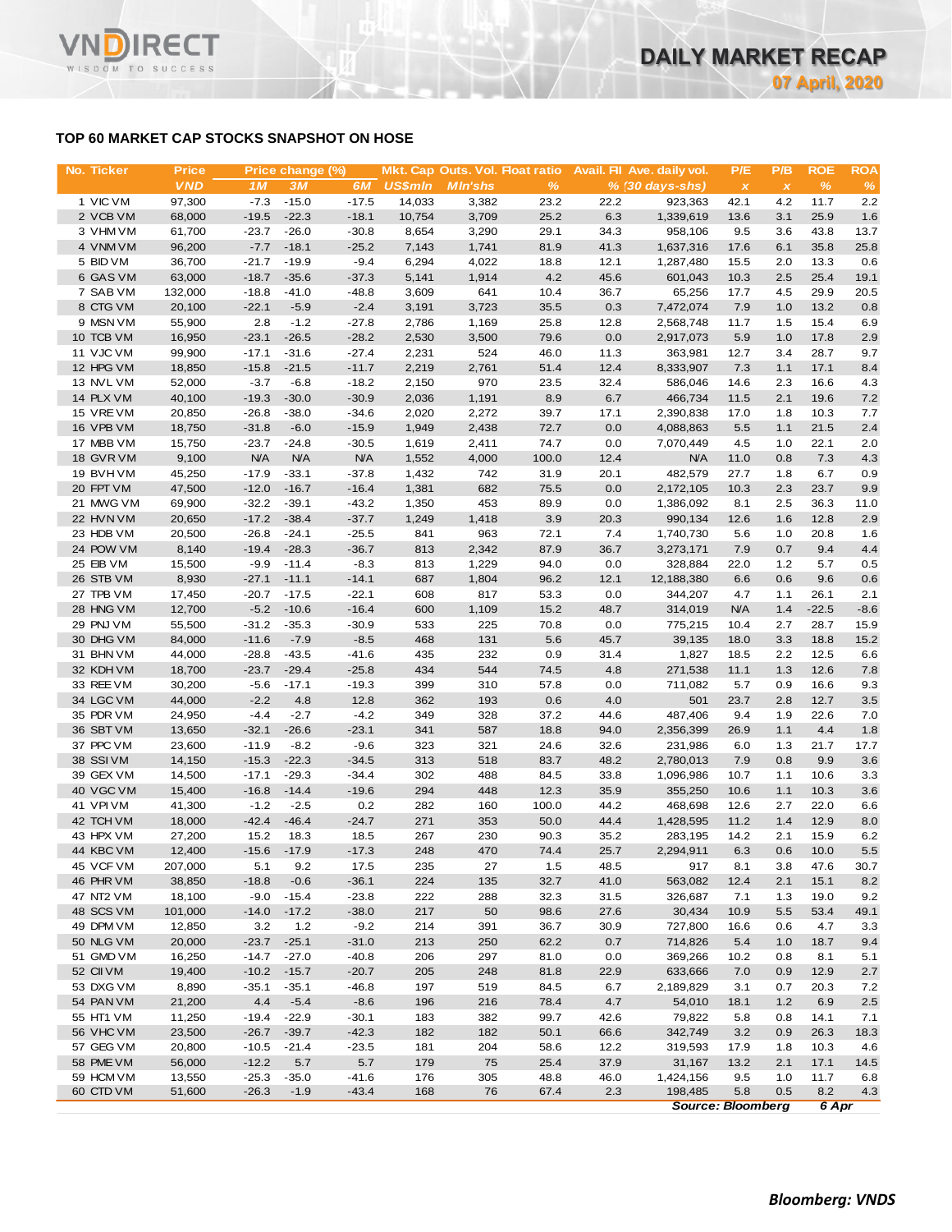## TOP 60 MARKET CAP STOCKS SNAPSHOT ON HOSE

| No. | Ticker | Price | Price change (%) | | | Mkt. Cap | Outs. Vol. | Float ratio | Avail. Fll | Ave. daily vol. | P/E | P/B | ROE | ROA |
|---|---|---|---|---|---|---|---|---|---|---|---|---|---|---|
| | | VND | 1M | 3M | 6M | US$mln | Mln'shs | % | % | (30 days-shs) | x | x | % | % |
| 1 | VIC VM | 97,300 | -7.3 | -15.0 | -17.5 | 14,033 | 3,382 | 23.2 | 22.2 | 923,363 | 42.1 | 4.2 | 11.7 | 2.2 |
| 2 | VCB VM | 68,000 | -19.5 | -22.3 | -18.1 | 10,754 | 3,709 | 25.2 | 6.3 | 1,339,619 | 13.6 | 3.1 | 25.9 | 1.6 |
| 3 | VHM VM | 61,700 | -23.7 | -26.0 | -30.8 | 8,654 | 3,290 | 29.1 | 34.3 | 958,106 | 9.5 | 3.6 | 43.8 | 13.7 |
| 4 | VNM VM | 96,200 | -7.7 | -18.1 | -25.2 | 7,143 | 1,741 | 81.9 | 41.3 | 1,637,316 | 17.6 | 6.1 | 35.8 | 25.8 |
| 5 | BID VM | 36,700 | -21.7 | -19.9 | -9.4 | 6,294 | 4,022 | 18.8 | 12.1 | 1,287,480 | 15.5 | 2.0 | 13.3 | 0.6 |
| 6 | GAS VM | 63,000 | -18.7 | -35.6 | -37.3 | 5,141 | 1,914 | 4.2 | 45.6 | 601,043 | 10.3 | 2.5 | 25.4 | 19.1 |
| 7 | SAB VM | 132,000 | -18.8 | -41.0 | -48.8 | 3,609 | 641 | 10.4 | 36.7 | 65,256 | 17.7 | 4.5 | 29.9 | 20.5 |
| 8 | CTG VM | 20,100 | -22.1 | -5.9 | -2.4 | 3,191 | 3,723 | 35.5 | 0.3 | 7,472,074 | 7.9 | 1.0 | 13.2 | 0.8 |
| 9 | MSN VM | 55,900 | 2.8 | -1.2 | -27.8 | 2,786 | 1,169 | 25.8 | 12.8 | 2,568,748 | 11.7 | 1.5 | 15.4 | 6.9 |
| 10 | TCB VM | 16,950 | -23.1 | -26.5 | -28.2 | 2,530 | 3,500 | 79.6 | 0.0 | 2,917,073 | 5.9 | 1.0 | 17.8 | 2.9 |
| 11 | VJC VM | 99,900 | -17.1 | -31.6 | -27.4 | 2,231 | 524 | 46.0 | 11.3 | 363,981 | 12.7 | 3.4 | 28.7 | 9.7 |
| 12 | HPG VM | 18,850 | -15.8 | -21.5 | -11.7 | 2,219 | 2,761 | 51.4 | 12.4 | 8,333,907 | 7.3 | 1.1 | 17.1 | 8.4 |
| 13 | NVL VM | 52,000 | -3.7 | -6.8 | -18.2 | 2,150 | 970 | 23.5 | 32.4 | 586,046 | 14.6 | 2.3 | 16.6 | 4.3 |
| 14 | PLX VM | 40,100 | -19.3 | -30.0 | -30.9 | 2,036 | 1,191 | 8.9 | 6.7 | 466,734 | 11.5 | 2.1 | 19.6 | 7.2 |
| 15 | VRE VM | 20,850 | -26.8 | -38.0 | -34.6 | 2,020 | 2,272 | 39.7 | 17.1 | 2,390,838 | 17.0 | 1.8 | 10.3 | 7.7 |
| 16 | VPB VM | 18,750 | -31.8 | -6.0 | -15.9 | 1,949 | 2,438 | 72.7 | 0.0 | 4,088,863 | 5.5 | 1.1 | 21.5 | 2.4 |
| 17 | MBB VM | 15,750 | -23.7 | -24.8 | -30.5 | 1,619 | 2,411 | 74.7 | 0.0 | 7,070,449 | 4.5 | 1.0 | 22.1 | 2.0 |
| 18 | GVR VM | 9,100 | N/A | N/A | N/A | 1,552 | 4,000 | 100.0 | 12.4 | N/A | 11.0 | 0.8 | 7.3 | 4.3 |
| 19 | BVH VM | 45,250 | -17.9 | -33.1 | -37.8 | 1,432 | 742 | 31.9 | 20.1 | 482,579 | 27.7 | 1.8 | 6.7 | 0.9 |
| 20 | FPT VM | 47,500 | -12.0 | -16.7 | -16.4 | 1,381 | 682 | 75.5 | 0.0 | 2,172,105 | 10.3 | 2.3 | 23.7 | 9.9 |
| 21 | MWG VM | 69,900 | -32.2 | -39.1 | -43.2 | 1,350 | 453 | 89.9 | 0.0 | 1,386,092 | 8.1 | 2.5 | 36.3 | 11.0 |
| 22 | HVN VM | 20,650 | -17.2 | -38.4 | -37.7 | 1,249 | 1,418 | 3.9 | 20.3 | 990,134 | 12.6 | 1.6 | 12.8 | 2.9 |
| 23 | HDB VM | 20,500 | -26.8 | -24.1 | -25.5 | 841 | 963 | 72.1 | 7.4 | 1,740,730 | 5.6 | 1.0 | 20.8 | 1.6 |
| 24 | POW VM | 8,140 | -19.4 | -28.3 | -36.7 | 813 | 2,342 | 87.9 | 36.7 | 3,273,171 | 7.9 | 0.7 | 9.4 | 4.4 |
| 25 | EIB VM | 15,500 | -9.9 | -11.4 | -8.3 | 813 | 1,229 | 94.0 | 0.0 | 328,884 | 22.0 | 1.2 | 5.7 | 0.5 |
| 26 | STB VM | 8,930 | -27.1 | -11.1 | -14.1 | 687 | 1,804 | 96.2 | 12.1 | 12,188,380 | 6.6 | 0.6 | 9.6 | 0.6 |
| 27 | TPB VM | 17,450 | -20.7 | -17.5 | -22.1 | 608 | 817 | 53.3 | 0.0 | 344,207 | 4.7 | 1.1 | 26.1 | 2.1 |
| 28 | HNG VM | 12,700 | -5.2 | -10.6 | -16.4 | 600 | 1,109 | 15.2 | 48.7 | 314,019 | N/A | 1.4 | -22.5 | -8.6 |
| 29 | PNJ VM | 55,500 | -31.2 | -35.3 | -30.9 | 533 | 225 | 70.8 | 0.0 | 775,215 | 10.4 | 2.7 | 28.7 | 15.9 |
| 30 | DHG VM | 84,000 | -11.6 | -7.9 | -8.5 | 468 | 131 | 5.6 | 45.7 | 39,135 | 18.0 | 3.3 | 18.8 | 15.2 |
| 31 | BHN VM | 44,000 | -28.8 | -43.5 | -41.6 | 435 | 232 | 0.9 | 31.4 | 1,827 | 18.5 | 2.2 | 12.5 | 6.6 |
| 32 | KDH VM | 18,700 | -23.7 | -29.4 | -25.8 | 434 | 544 | 74.5 | 4.8 | 271,538 | 11.1 | 1.3 | 12.6 | 7.8 |
| 33 | REE VM | 30,200 | -5.6 | -17.1 | -19.3 | 399 | 310 | 57.8 | 0.0 | 711,082 | 5.7 | 0.9 | 16.6 | 9.3 |
| 34 | LGC VM | 44,000 | -2.2 | 4.8 | 12.8 | 362 | 193 | 0.6 | 4.0 | 501 | 23.7 | 2.8 | 12.7 | 3.5 |
| 35 | PDR VM | 24,950 | -4.4 | -2.7 | -4.2 | 349 | 328 | 37.2 | 44.6 | 487,406 | 9.4 | 1.9 | 22.6 | 7.0 |
| 36 | SBT VM | 13,650 | -32.1 | -26.6 | -23.1 | 341 | 587 | 18.8 | 94.0 | 2,356,399 | 26.9 | 1.1 | 4.4 | 1.8 |
| 37 | PPC VM | 23,600 | -11.9 | -8.2 | -9.6 | 323 | 321 | 24.6 | 32.6 | 231,986 | 6.0 | 1.3 | 21.7 | 17.7 |
| 38 | SSI VM | 14,150 | -15.3 | -22.3 | -34.5 | 313 | 518 | 83.7 | 48.2 | 2,780,013 | 7.9 | 0.8 | 9.9 | 3.6 |
| 39 | GEX VM | 14,500 | -17.1 | -29.3 | -34.4 | 302 | 488 | 84.5 | 33.8 | 1,096,986 | 10.7 | 1.1 | 10.6 | 3.3 |
| 40 | VGC VM | 15,400 | -16.8 | -14.4 | -19.6 | 294 | 448 | 12.3 | 35.9 | 355,250 | 10.6 | 1.1 | 10.3 | 3.6 |
| 41 | VPI VM | 41,300 | -1.2 | -2.5 | 0.2 | 282 | 160 | 100.0 | 44.2 | 468,698 | 12.6 | 2.7 | 22.0 | 6.6 |
| 42 | TCH VM | 18,000 | -42.4 | -46.4 | -24.7 | 271 | 353 | 50.0 | 44.4 | 1,428,595 | 11.2 | 1.4 | 12.9 | 8.0 |
| 43 | HPX VM | 27,200 | 15.2 | 18.3 | 18.5 | 267 | 230 | 90.3 | 35.2 | 283,195 | 14.2 | 2.1 | 15.9 | 6.2 |
| 44 | KBC VM | 12,400 | -15.6 | -17.9 | -17.3 | 248 | 470 | 74.4 | 25.7 | 2,294,911 | 6.3 | 0.6 | 10.0 | 5.5 |
| 45 | VCF VM | 207,000 | 5.1 | 9.2 | 17.5 | 235 | 27 | 1.5 | 48.5 | 917 | 8.1 | 3.8 | 47.6 | 30.7 |
| 46 | PHR VM | 38,850 | -18.8 | -0.6 | -36.1 | 224 | 135 | 32.7 | 41.0 | 563,082 | 12.4 | 2.1 | 15.1 | 8.2 |
| 47 | NT2 VM | 18,100 | -9.0 | -15.4 | -23.8 | 222 | 288 | 32.3 | 31.5 | 326,687 | 7.1 | 1.3 | 19.0 | 9.2 |
| 48 | SCS VM | 101,000 | -14.0 | -17.2 | -38.0 | 217 | 50 | 98.6 | 27.6 | 30,434 | 10.9 | 5.5 | 53.4 | 49.1 |
| 49 | DPM VM | 12,850 | 3.2 | 1.2 | -9.2 | 214 | 391 | 36.7 | 30.9 | 727,800 | 16.6 | 0.6 | 4.7 | 3.3 |
| 50 | NLG VM | 20,000 | -23.7 | -25.1 | -31.0 | 213 | 250 | 62.2 | 0.7 | 714,826 | 5.4 | 1.0 | 18.7 | 9.4 |
| 51 | GMD VM | 16,250 | -14.7 | -27.0 | -40.8 | 206 | 297 | 81.0 | 0.0 | 369,266 | 10.2 | 0.8 | 8.1 | 5.1 |
| 52 | CII VM | 19,400 | -10.2 | -15.7 | -20.7 | 205 | 248 | 81.8 | 22.9 | 633,666 | 7.0 | 0.9 | 12.9 | 2.7 |
| 53 | DXG VM | 8,890 | -35.1 | -35.1 | -46.8 | 197 | 519 | 84.5 | 6.7 | 2,189,829 | 3.1 | 0.7 | 20.3 | 7.2 |
| 54 | PAN VM | 21,200 | 4.4 | -5.4 | -8.6 | 196 | 216 | 78.4 | 4.7 | 54,010 | 18.1 | 1.2 | 6.9 | 2.5 |
| 55 | HT1 VM | 11,250 | -19.4 | -22.9 | -30.1 | 183 | 382 | 99.7 | 42.6 | 79,822 | 5.8 | 0.8 | 14.1 | 7.1 |
| 56 | VHC VM | 23,500 | -26.7 | -39.7 | -42.3 | 182 | 182 | 50.1 | 66.6 | 342,749 | 3.2 | 0.9 | 26.3 | 18.3 |
| 57 | GEG VM | 20,800 | -10.5 | -21.4 | -23.5 | 181 | 204 | 58.6 | 12.2 | 319,593 | 17.9 | 1.8 | 10.3 | 4.6 |
| 58 | PME VM | 56,000 | -12.2 | 5.7 | 5.7 | 179 | 75 | 25.4 | 37.9 | 31,167 | 13.2 | 2.1 | 17.1 | 14.5 |
| 59 | HCM VM | 13,550 | -25.3 | -35.0 | -41.6 | 176 | 305 | 48.8 | 46.0 | 1,424,156 | 9.5 | 1.0 | 11.7 | 6.8 |
| 60 | CTD VM | 51,600 | -26.3 | -1.9 | -43.4 | 168 | 76 | 67.4 | 2.3 | 198,485 | 5.8 | 0.5 | 8.2 | 4.3 |

*Source: Bloomberg* *6 Apr*

***Bloomberg: VNDS***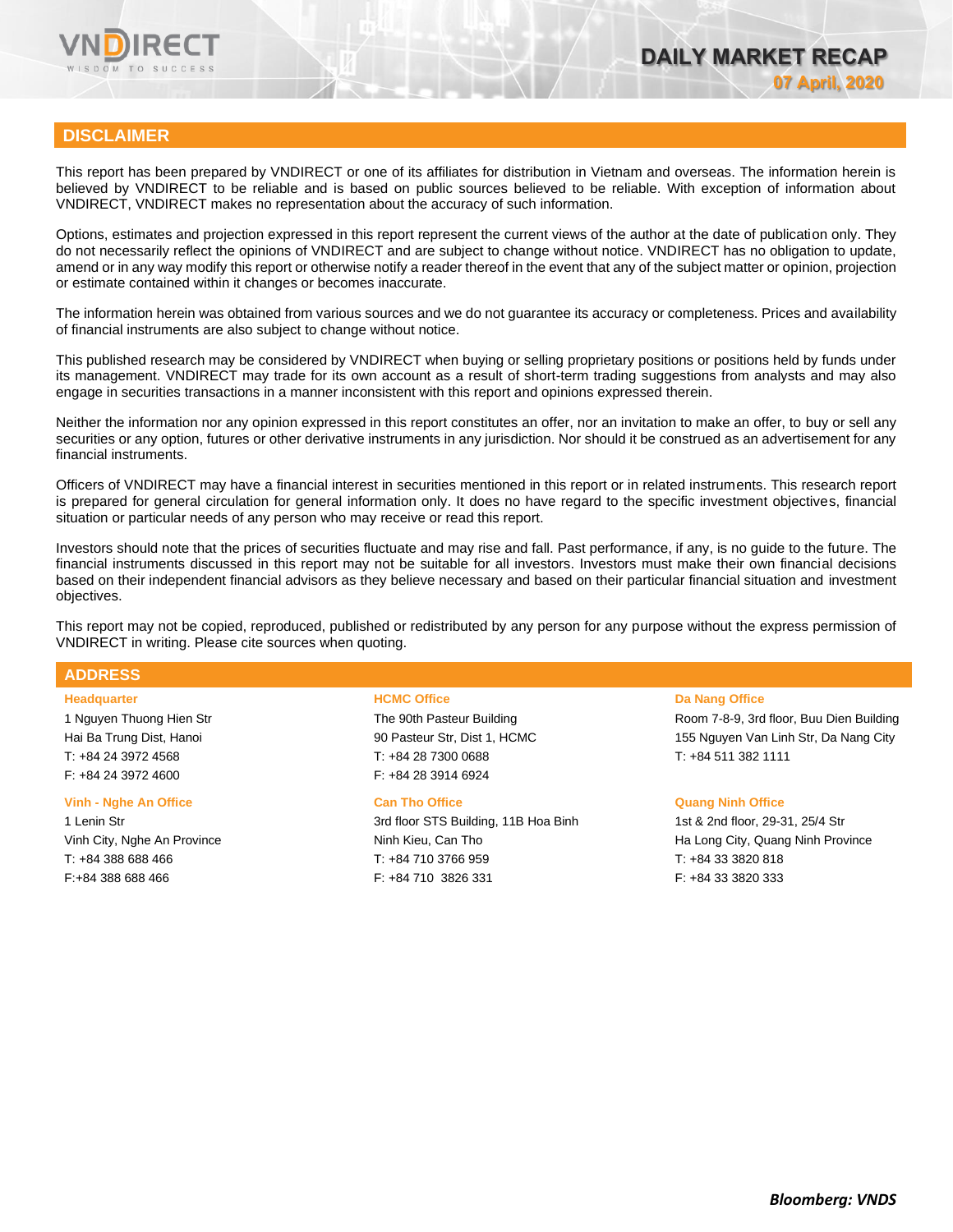## DISCLAIMER

This report has been prepared by VNDIRECT or one of its affiliates for distribution in Vietnam and overseas. The information herein is believed by VNDIRECT to be reliable and is based on public sources believed to be reliable. With exception of information about VNDIRECT, VNDIRECT makes no representation about the accuracy of such information.

Options, estimates and projection expressed in this report represent the current views of the author at the date of publication only. They do not necessarily reflect the opinions of VNDIRECT and are subject to change without notice. VNDIRECT has no obligation to update, amend or in any way modify this report or otherwise notify a reader thereof in the event that any of the subject matter or opinion, projection or estimate contained within it changes or becomes inaccurate.

The information herein was obtained from various sources and we do not guarantee its accuracy or completeness. Prices and availability of financial instruments are also subject to change without notice.

This published research may be considered by VNDIRECT when buying or selling proprietary positions or positions held by funds under its management. VNDIRECT may trade for its own account as a result of short-term trading suggestions from analysts and may also engage in securities transactions in a manner inconsistent with this report and opinions expressed therein.

Neither the information nor any opinion expressed in this report constitutes an offer, nor an invitation to make an offer, to buy or sell any securities or any option, futures or other derivative instruments in any jurisdiction. Nor should it be construed as an advertisement for any financial instruments.

Officers of VNDIRECT may have a financial interest in securities mentioned in this report or in related instruments. This research report is prepared for general circulation for general information only. It does no have regard to the specific investment objectives, financial situation or particular needs of any person who may receive or read this report.

Investors should note that the prices of securities fluctuate and may rise and fall. Past performance, if any, is no guide to the future. The financial instruments discussed in this report may not be suitable for all investors. Investors must make their own financial decisions based on their independent financial advisors as they believe necessary and based on their particular financial situation and investment objectives.

This report may not be copied, reproduced, published or redistributed by any person for any purpose without the express permission of VNDIRECT in writing. Please cite sources when quoting.

## ADDRESS

**Headquarter**
1 Nguyen Thuong Hien Str
Hai Ba Trung Dist, Hanoi
T: +84 24 3972 4568
F: +84 24 3972 4600

**HCMC Office**
The 90th Pasteur Building
90 Pasteur Str, Dist 1, HCMC
T: +84 28 7300 0688
F: +84 28 3914 6924

**Da Nang Office**
Room 7-8-9, 3rd floor, Buu Dien Building
155 Nguyen Van Linh Str, Da Nang City
T: +84 511 382 1111

**Vinh - Nghe An Office**
1 Lenin Str
Vinh City, Nghe An Province
T: +84 388 688 466
F:+84 388 688 466

**Can Tho Office**
3rd floor STS Building, 11B Hoa Binh
Ninh Kieu, Can Tho
T: +84 710 3766 959
F: +84 710 3826 331

**Quang Ninh Office**
1st & 2nd floor, 29-31, 25/4 Str
Ha Long City, Quang Ninh Province
T: +84 33 3820 818
F: +84 33 3820 333

***Bloomberg: VNDS***